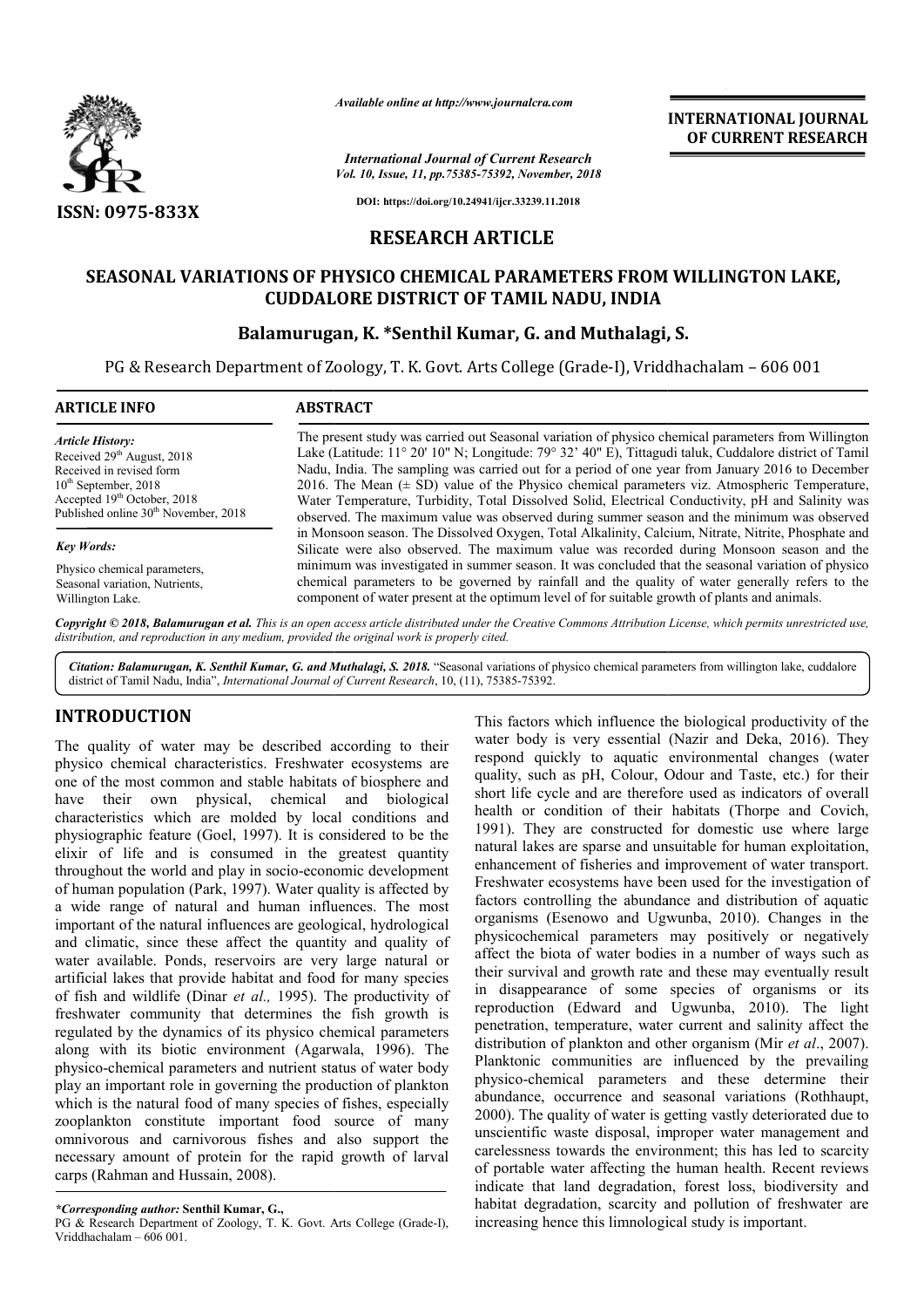*Available online at http://www.journalcra.com*

*International Journal of Current Research*
*Vol. 10, Issue, 11, pp.75385-75392, November, 2018*

**DOI: https://doi.org/10.24941/ijcr.33239.11.2018**

ISSN: 0975-833X

**INTERNATIONAL JOURNAL OF CURRENT RESEARCH**

# RESEARCH ARTICLE

## SEASONAL VARIATIONS OF PHYSICO CHEMICAL PARAMETERS FROM WILLINGTON LAKE, CUDDALORE DISTRICT OF TAMIL NADU, INDIA

**Balamurugan, K. *Senthil Kumar, G. and Muthalagi, S.**

PG & Research Department of Zoology, T. K. Govt. Arts College (Grade-I), Vriddhachalam – 606 001

### ARTICLE INFO

*Article History:*
Received 29th August, 2018
Received in revised form 10th September, 2018
Accepted 19th October, 2018
Published online 30th November, 2018

*Key Words:*
Physico chemical parameters, Seasonal variation, Nutrients, Willington Lake.

### ABSTRACT

The present study was carried out Seasonal variation of physico chemical parameters from Willington Lake (Latitude: 11° 20' 10" N; Longitude: 79° 32' 40" E), Tittagudi taluk, Cuddalore district of Tamil Nadu, India. The sampling was carried out for a period of one year from January 2016 to December 2016. The Mean (± SD) value of the Physico chemical parameters viz. Atmospheric Temperature, Water Temperature, Turbidity, Total Dissolved Solid, Electrical Conductivity, pH and Salinity was observed. The maximum value was observed during summer season and the minimum was observed in Monsoon season. The Dissolved Oxygen, Total Alkalinity, Calcium, Nitrate, Nitrite, Phosphate and Silicate were also observed. The maximum value was recorded during Monsoon season and the minimum was investigated in summer season. It was concluded that the seasonal variation of physico chemical parameters to be governed by rainfall and the quality of water generally refers to the component of water present at the optimum level of for suitable growth of plants and animals.

*Copyright © 2018, Balamurugan et al. This is an open access article distributed under the Creative Commons Attribution License, which permits unrestricted use, distribution, and reproduction in any medium, provided the original work is properly cited.*

*Citation: Balamurugan, K. Senthil Kumar, G. and Muthalagi, S. 2018.* "Seasonal variations of physico chemical parameters from willington lake, cuddalore district of Tamil Nadu, India", *International Journal of Current Research*, 10, (11), 75385-75392.

## INTRODUCTION

The quality of water may be described according to their physico chemical characteristics. Freshwater ecosystems are one of the most common and stable habitats of biosphere and have their own physical, chemical and biological characteristics which are molded by local conditions and physiographic feature (Goel, 1997). It is considered to be the elixir of life and is consumed in the greatest quantity throughout the world and play in socio-economic development of human population (Park, 1997). Water quality is affected by a wide range of natural and human influences. The most important of the natural influences are geological, hydrological and climatic, since these affect the quantity and quality of water available. Ponds, reservoirs are very large natural or artificial lakes that provide habitat and food for many species of fish and wildlife (Dinar *et al.,* 1995). The productivity of freshwater community that determines the fish growth is regulated by the dynamics of its physico chemical parameters along with its biotic environment (Agarwala, 1996). The physico-chemical parameters and nutrient status of water body play an important role in governing the production of plankton which is the natural food of many species of fishes, especially zooplankton constitute important food source of many omnivorous and carnivorous fishes and also support the necessary amount of protein for the rapid growth of larval carps (Rahman and Hussain, 2008).

This factors which influence the biological productivity of the water body is very essential (Nazir and Deka, 2016). They respond quickly to aquatic environmental changes (water quality, such as pH, Colour, Odour and Taste, etc.) for their short life cycle and are therefore used as indicators of overall health or condition of their habitats (Thorpe and Covich, 1991). They are constructed for domestic use where large natural lakes are sparse and unsuitable for human exploitation, enhancement of fisheries and improvement of water transport. Freshwater ecosystems have been used for the investigation of factors controlling the abundance and distribution of aquatic organisms (Esenowo and Ugwunba, 2010). Changes in the physicochemical parameters may positively or negatively affect the biota of water bodies in a number of ways such as their survival and growth rate and these may eventually result in disappearance of some species of organisms or its reproduction (Edward and Ugwunba, 2010). The light penetration, temperature, water current and salinity affect the distribution of plankton and other organism (Mir *et al*., 2007). Planktonic communities are influenced by the prevailing physico-chemical parameters and these determine their abundance, occurrence and seasonal variations (Rothhaupt, 2000). The quality of water is getting vastly deteriorated due to unscientific waste disposal, improper water management and carelessness towards the environment; this has led to scarcity of portable water affecting the human health. Recent reviews indicate that land degradation, forest loss, biodiversity and habitat degradation, scarcity and pollution of freshwater are increasing hence this limnological study is important.

*\*Corresponding author:* **Senthil Kumar, G.,**
PG & Research Department of Zoology, T. K. Govt. Arts College (Grade-I), Vriddhachalam – 606 001.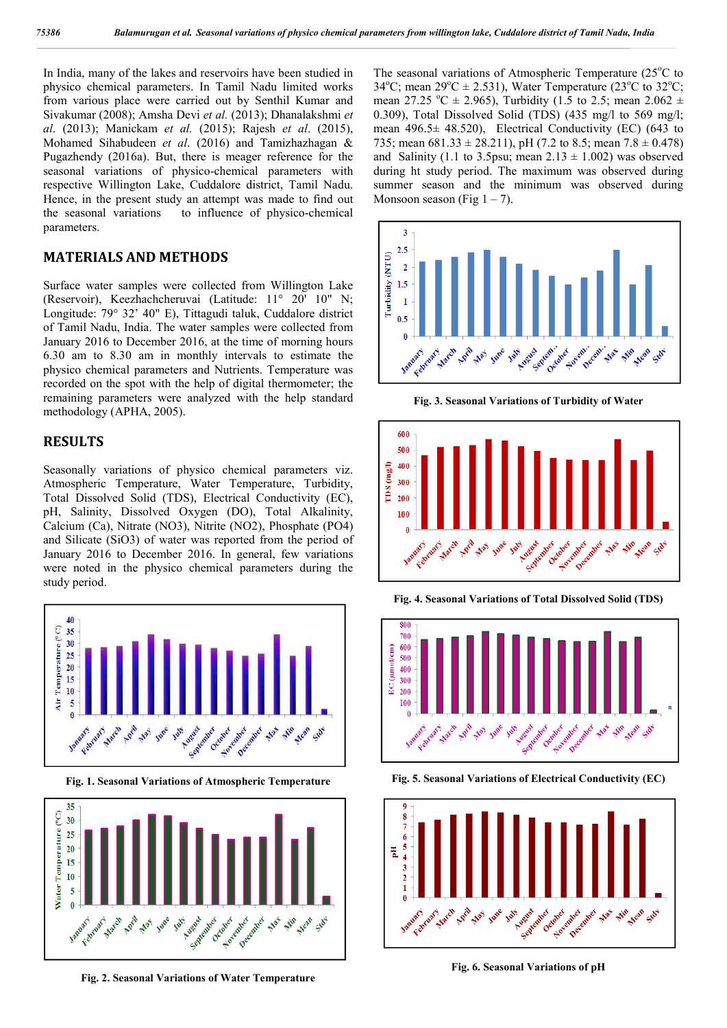In India, many of the lakes and reservoirs have been studied in physico chemical parameters. In Tamil Nadu limited works from various place were carried out by Senthil Kumar and Sivakumar (2008); Amsha Devi *et al.* (2013); Dhanalakshmi *et al.* (2013); Manickam *et al.* (2015); Rajesh *et al.* (2015), Mohamed Sihabudeen *et al.* (2016) and Tamizhazhagan & Pugazhendy (2016a). But, there is meager reference for the seasonal variations of physico-chemical parameters with respective Willington Lake, Cuddalore district, Tamil Nadu. Hence, in the present study an attempt was made to find out the seasonal variations to influence of physico-chemical parameters.

## MATERIALS AND METHODS

Surface water samples were collected from Willington Lake (Reservoir), Keezhachcheruvai (Latitude: 11° 20' 10" N; Longitude: 79° 32' 40" E), Tittagudi taluk, Cuddalore district of Tamil Nadu, India. The water samples were collected from January 2016 to December 2016, at the time of morning hours 6.30 am to 8.30 am in monthly intervals to estimate the physico chemical parameters and Nutrients. Temperature was recorded on the spot with the help of digital thermometer; the remaining parameters were analyzed with the help standard methodology (APHA, 2005).

## RESULTS

Seasonally variations of physico chemical parameters viz. Atmospheric Temperature, Water Temperature, Turbidity, Total Dissolved Solid (TDS), Electrical Conductivity (EC), pH, Salinity, Dissolved Oxygen (DO), Total Alkalinity, Calcium (Ca), Nitrate ($NO_3$), Nitrite ($NO_2$), Phosphate ($PO_4$) and Silicate ($SiO_3$) of water was reported from the period of January 2016 to December 2016. In general, few variations were noted in the physico chemical parameters during the study period.

Fig. 1. Seasonal Variations of Atmospheric Temperature

Fig. 2. Seasonal Variations of Water Temperature

The seasonal variations of Atmospheric Temperature (25°C to 34°C; mean 29°C ± 2.531), Water Temperature (23°C to 32°C; mean 27.25 °C ± 2.965), Turbidity (1.5 to 2.5; mean 2.062 ± 0.309), Total Dissolved Solid (TDS) (435 mg/l to 569 mg/l; mean 496.5± 48.520), Electrical Conductivity (EC) (643 to 735; mean 681.33 ± 28.211), pH (7.2 to 8.5; mean 7.8 ± 0.478) and Salinity (1.1 to 3.5psu; mean 2.13 ± 1.002) was observed during ht study period. The maximum was observed during summer season and the minimum was observed during Monsoon season (Fig 1 – 7).

Fig. 3. Seasonal Variations of Turbidity of Water

Fig. 4. Seasonal Variations of Total Dissolved Solid (TDS)

Fig. 5. Seasonal Variations of Electrical Conductivity (EC)

Fig. 6. Seasonal Variations of pH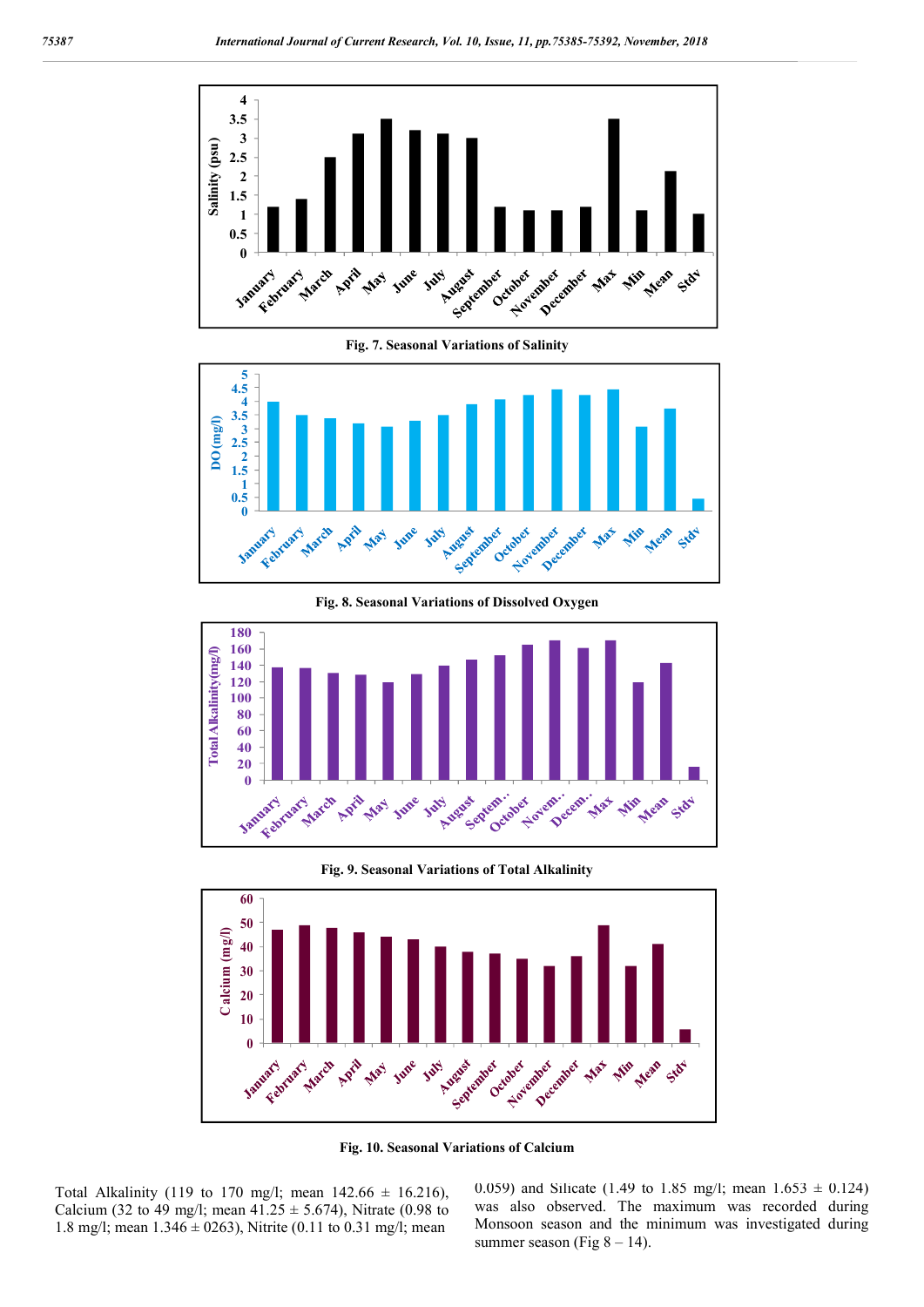Fig. 7. Seasonal Variations of Salinity

Fig. 8. Seasonal Variations of Dissolved Oxygen

Fig. 9. Seasonal Variations of Total Alkalinity

Fig. 10. Seasonal Variations of Calcium

Total Alkalinity (119 to 170 mg/l; mean 142.66 ± 16.216), Calcium (32 to 49 mg/l; mean 41.25 ± 5.674), Nitrate (0.98 to 1.8 mg/l; mean 1.346 ± 0263), Nitrite (0.11 to 0.31 mg/l; mean 0.059) and Silicate (1.49 to 1.85 mg/l; mean 1.653 ± 0.124) was also observed. The maximum was recorded during Monsoon season and the minimum was investigated during summer season (Fig 8 – 14).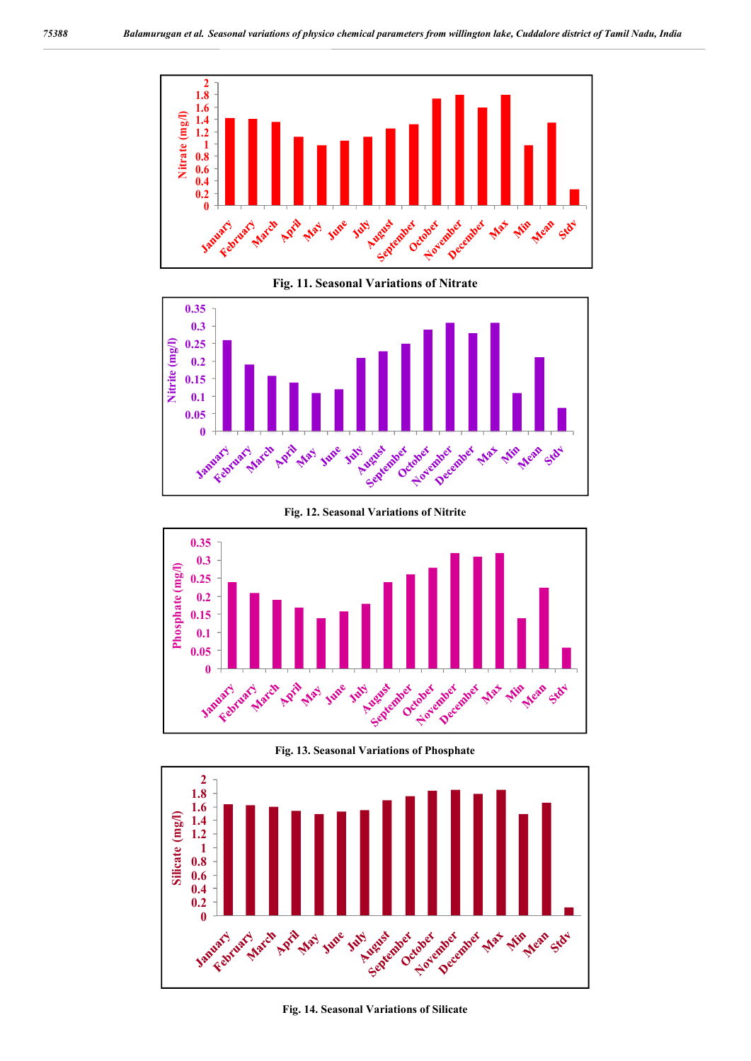Fig. 11. Seasonal Variations of Nitrate

Fig. 12. Seasonal Variations of Nitrite

Fig. 13. Seasonal Variations of Phosphate

Fig. 14. Seasonal Variations of Silicate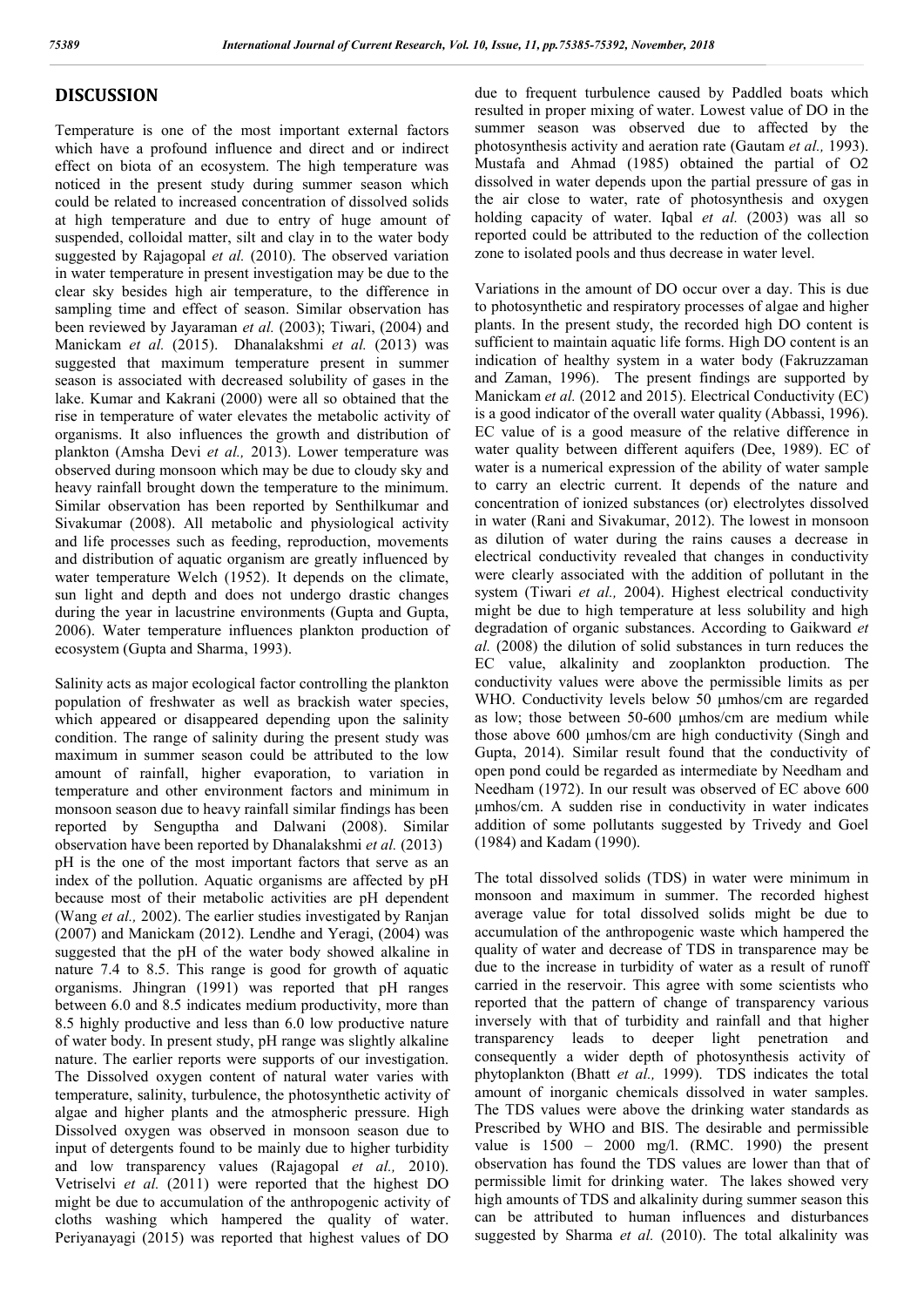## DISCUSSION

Temperature is one of the most important external factors which have a profound influence and direct and or indirect effect on biota of an ecosystem. The high temperature was noticed in the present study during summer season which could be related to increased concentration of dissolved solids at high temperature and due to entry of huge amount of suspended, colloidal matter, silt and clay in to the water body suggested by Rajagopal *et al.* (2010). The observed variation in water temperature in present investigation may be due to the clear sky besides high air temperature, to the difference in sampling time and effect of season. Similar observation has been reviewed by Jayaraman *et al.* (2003); Tiwari, (2004) and Manickam *et al.* (2015). Dhanalakshmi *et al.* (2013) was suggested that maximum temperature present in summer season is associated with decreased solubility of gases in the lake. Kumar and Kakrani (2000) were all so obtained that the rise in temperature of water elevates the metabolic activity of organisms. It also influences the growth and distribution of plankton (Amsha Devi *et al.,* 2013). Lower temperature was observed during monsoon which may be due to cloudy sky and heavy rainfall brought down the temperature to the minimum. Similar observation has been reported by Senthilkumar and Sivakumar (2008). All metabolic and physiological activity and life processes such as feeding, reproduction, movements and distribution of aquatic organism are greatly influenced by water temperature Welch (1952). It depends on the climate, sun light and depth and does not undergo drastic changes during the year in lacustrine environments (Gupta and Gupta, 2006). Water temperature influences plankton production of ecosystem (Gupta and Sharma, 1993).

Salinity acts as major ecological factor controlling the plankton population of freshwater as well as brackish water species, which appeared or disappeared depending upon the salinity condition. The range of salinity during the present study was maximum in summer season could be attributed to the low amount of rainfall, higher evaporation, to variation in temperature and other environment factors and minimum in monsoon season due to heavy rainfall similar findings has been reported by Senguptha and Dalwani (2008). Similar observation have been reported by Dhanalakshmi *et al.* (2013)

pH is the one of the most important factors that serve as an index of the pollution. Aquatic organisms are affected by pH because most of their metabolic activities are pH dependent (Wang *et al.,* 2002). The earlier studies investigated by Ranjan (2007) and Manickam (2012). Lendhe and Yeragi, (2004) was suggested that the pH of the water body showed alkaline in nature 7.4 to 8.5. This range is good for growth of aquatic organisms. Jhingran (1991) was reported that pH ranges between 6.0 and 8.5 indicates medium productivity, more than 8.5 highly productive and less than 6.0 low productive nature of water body. In present study, pH range was slightly alkaline nature. The earlier reports were supports of our investigation. The Dissolved oxygen content of natural water varies with temperature, salinity, turbulence, the photosynthetic activity of algae and higher plants and the atmospheric pressure. High Dissolved oxygen was observed in monsoon season due to input of detergents found to be mainly due to higher turbidity and low transparency values (Rajagopal *et al.,* 2010). Vetriselvi *et al.* (2011) were reported that the highest DO might be due to accumulation of the anthropogenic activity of cloths washing which hampered the quality of water. Periyanayagi (2015) was reported that highest values of DO due to frequent turbulence caused by Paddled boats which resulted in proper mixing of water. Lowest value of DO in the summer season was observed due to affected by the photosynthesis activity and aeration rate (Gautam *et al.,* 1993). Mustafa and Ahmad (1985) obtained the partial of O2 dissolved in water depends upon the partial pressure of gas in the air close to water, rate of photosynthesis and oxygen holding capacity of water. Iqbal *et al.* (2003) was all so reported could be attributed to the reduction of the collection zone to isolated pools and thus decrease in water level.

Variations in the amount of DO occur over a day. This is due to photosynthetic and respiratory processes of algae and higher plants. In the present study, the recorded high DO content is sufficient to maintain aquatic life forms. High DO content is an indication of healthy system in a water body (Fakruzzaman and Zaman, 1996). The present findings are supported by Manickam *et al.* (2012 and 2015). Electrical Conductivity (EC) is a good indicator of the overall water quality (Abbassi, 1996). EC value of is a good measure of the relative difference in water quality between different aquifers (Dee, 1989). EC of water is a numerical expression of the ability of water sample to carry an electric current. It depends of the nature and concentration of ionized substances (or) electrolytes dissolved in water (Rani and Sivakumar, 2012). The lowest in monsoon as dilution of water during the rains causes a decrease in electrical conductivity revealed that changes in conductivity were clearly associated with the addition of pollutant in the system (Tiwari *et al.,* 2004). Highest electrical conductivity might be due to high temperature at less solubility and high degradation of organic substances. According to Gaikward *et al.* (2008) the dilution of solid substances in turn reduces the EC value, alkalinity and zooplankton production. The conductivity values were above the permissible limits as per WHO. Conductivity levels below 50 µmhos/cm are regarded as low; those between 50-600 µmhos/cm are medium while those above 600 µmhos/cm are high conductivity (Singh and Gupta, 2014). Similar result found that the conductivity of open pond could be regarded as intermediate by Needham and Needham (1972). In our result was observed of EC above 600 µmhos/cm. A sudden rise in conductivity in water indicates addition of some pollutants suggested by Trivedy and Goel (1984) and Kadam (1990).

The total dissolved solids (TDS) in water were minimum in monsoon and maximum in summer. The recorded highest average value for total dissolved solids might be due to accumulation of the anthropogenic waste which hampered the quality of water and decrease of TDS in transparence may be due to the increase in turbidity of water as a result of runoff carried in the reservoir. This agree with some scientists who reported that the pattern of change of transparency various inversely with that of turbidity and rainfall and that higher transparency leads to deeper light penetration and consequently a wider depth of photosynthesis activity of phytoplankton (Bhatt *et al.,* 1999). TDS indicates the total amount of inorganic chemicals dissolved in water samples. The TDS values were above the drinking water standards as Prescribed by WHO and BIS. The desirable and permissible value is 1500 – 2000 mg/l. (RMC. 1990) the present observation has found the TDS values are lower than that of permissible limit for drinking water. The lakes showed very high amounts of TDS and alkalinity during summer season this can be attributed to human influences and disturbances suggested by Sharma *et al.* (2010). The total alkalinity was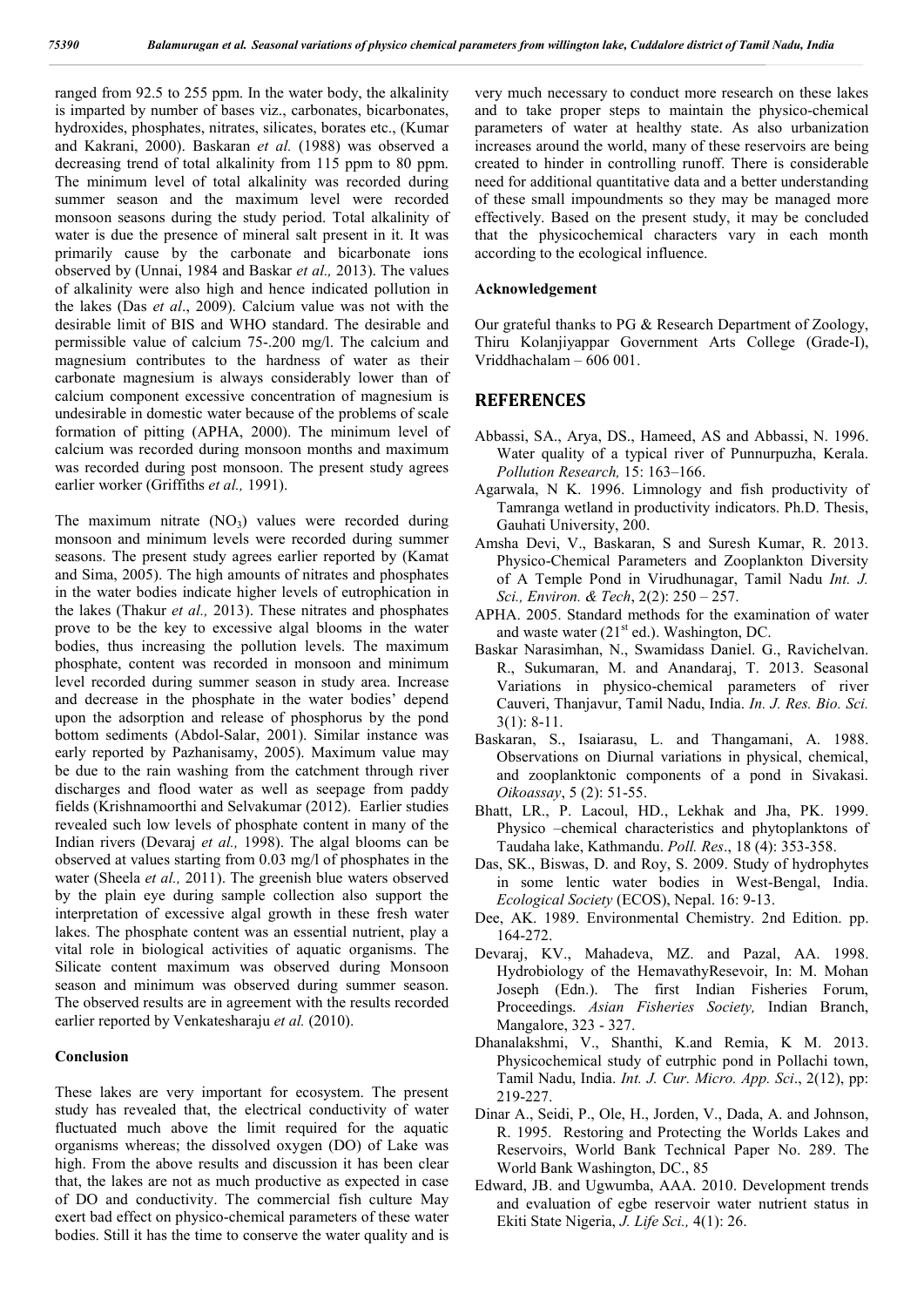ranged from 92.5 to 255 ppm. In the water body, the alkalinity is imparted by number of bases viz., carbonates, bicarbonates, hydroxides, phosphates, nitrates, silicates, borates etc., (Kumar and Kakrani, 2000). Baskaran *et al.* (1988) was observed a decreasing trend of total alkalinity from 115 ppm to 80 ppm. The minimum level of total alkalinity was recorded during summer season and the maximum level were recorded monsoon seasons during the study period. Total alkalinity of water is due the presence of mineral salt present in it. It was primarily cause by the carbonate and bicarbonate ions observed by (Unnai, 1984 and Baskar *et al.,* 2013). The values of alkalinity were also high and hence indicated pollution in the lakes (Das *et al*., 2009). Calcium value was not with the desirable limit of BIS and WHO standard. The desirable and permissible value of calcium 75-.200 mg/l. The calcium and magnesium contributes to the hardness of water as their carbonate magnesium is always considerably lower than of calcium component excessive concentration of magnesium is undesirable in domestic water because of the problems of scale formation of pitting (APHA, 2000). The minimum level of calcium was recorded during monsoon months and maximum was recorded during post monsoon. The present study agrees earlier worker (Griffiths *et al.,* 1991).

The maximum nitrate ($NO_3$) values were recorded during monsoon and minimum levels were recorded during summer seasons. The present study agrees earlier reported by (Kamat and Sima, 2005). The high amounts of nitrates and phosphates in the water bodies indicate higher levels of eutrophication in the lakes (Thakur *et al.,* 2013). These nitrates and phosphates prove to be the key to excessive algal blooms in the water bodies, thus increasing the pollution levels. The maximum phosphate, content was recorded in monsoon and minimum level recorded during summer season in study area. Increase and decrease in the phosphate in the water bodies' depend upon the adsorption and release of phosphorus by the pond bottom sediments (Abdol-Salar, 2001). Similar instance was early reported by Pazhanisamy, 2005). Maximum value may be due to the rain washing from the catchment through river discharges and flood water as well as seepage from paddy fields (Krishnamoorthi and Selvakumar (2012). Earlier studies revealed such low levels of phosphate content in many of the Indian rivers (Devaraj *et al.,* 1998). The algal blooms can be observed at values starting from 0.03 mg/l of phosphates in the water (Sheela *et al.,* 2011). The greenish blue waters observed by the plain eye during sample collection also support the interpretation of excessive algal growth in these fresh water lakes. The phosphate content was an essential nutrient, play a vital role in biological activities of aquatic organisms. The Silicate content maximum was observed during Monsoon season and minimum was observed during summer season. The observed results are in agreement with the results recorded earlier reported by Venkatesharaju *et al.* (2010).

### Conclusion

These lakes are very important for ecosystem. The present study has revealed that, the electrical conductivity of water fluctuated much above the limit required for the aquatic organisms whereas; the dissolved oxygen (DO) of Lake was high. From the above results and discussion it has been clear that, the lakes are not as much productive as expected in case of DO and conductivity. The commercial fish culture May exert bad effect on physico-chemical parameters of these water bodies. Still it has the time to conserve the water quality and is very much necessary to conduct more research on these lakes and to take proper steps to maintain the physico-chemical parameters of water at healthy state. As also urbanization increases around the world, many of these reservoirs are being created to hinder in controlling runoff. There is considerable need for additional quantitative data and a better understanding of these small impoundments so they may be managed more effectively. Based on the present study, it may be concluded that the physicochemical characters vary in each month according to the ecological influence.

### Acknowledgement

Our grateful thanks to PG & Research Department of Zoology, Thiru Kolanjiyappar Government Arts College (Grade-I), Vriddhachalam – 606 001.

## REFERENCES

- Abbassi, SA., Arya, DS., Hameed, AS and Abbassi, N. 1996. Water quality of a typical river of Punnurpuzha, Kerala. *Pollution Research,* 15: 163–166.
- Agarwala, N K. 1996. Limnology and fish productivity of Tamranga wetland in productivity indicators. Ph.D. Thesis, Gauhati University, 200.
- Amsha Devi, V., Baskaran, S and Suresh Kumar, R. 2013. Physico-Chemical Parameters and Zooplankton Diversity of A Temple Pond in Virudhunagar, Tamil Nadu *Int. J. Sci., Environ. & Tech*, 2(2): 250 – 257.
- APHA. 2005. Standard methods for the examination of water and waste water (21st ed.). Washington, DC.
- Baskar Narasimhan, N., Swamidass Daniel. G., Ravichelvan. R., Sukumaran, M. and Anandaraj, T. 2013. Seasonal Variations in physico-chemical parameters of river Cauveri, Thanjavur, Tamil Nadu, India. *In. J. Res. Bio. Sci.* 3(1): 8-11.
- Baskaran, S., Isaiarasu, L. and Thangamani, A. 1988. Observations on Diurnal variations in physical, chemical, and zooplanktonic components of a pond in Sivakasi. *Oikoassay*, 5 (2): 51-55.
- Bhatt, LR., P. Lacoul, HD., Lekhak and Jha, PK. 1999. Physico –chemical characteristics and phytoplanktons of Taudaha lake, Kathmandu. *Poll. Res*., 18 (4): 353-358.
- Das, SK., Biswas, D. and Roy, S. 2009. Study of hydrophytes in some lentic water bodies in West-Bengal, India. *Ecological Society* (ECOS), Nepal. 16: 9-13.
- Dee, AK. 1989. Environmental Chemistry. 2nd Edition. pp. 164-272.
- Devaraj, KV., Mahadeva, MZ. and Pazal, AA. 1998. Hydrobiology of the HemavathyResevoir, In: M. Mohan Joseph (Edn.). The first Indian Fisheries Forum, Proceedings. *Asian Fisheries Society,* Indian Branch, Mangalore, 323 - 327.
- Dhanalakshmi, V., Shanthi, K.and Remia, K M. 2013. Physicochemical study of eutrphic pond in Pollachi town, Tamil Nadu, India. *Int. J. Cur. Micro. App. Sci*., 2(12), pp: 219-227.
- Dinar A., Seidi, P., Ole, H., Jorden, V., Dada, A. and Johnson, R. 1995. Restoring and Protecting the Worlds Lakes and Reservoirs, World Bank Technical Paper No. 289. The World Bank Washington, DC., 85
- Edward, JB. and Ugwumba, AAA. 2010. Development trends and evaluation of egbe reservoir water nutrient status in Ekiti State Nigeria, *J. Life Sci.,* 4(1): 26.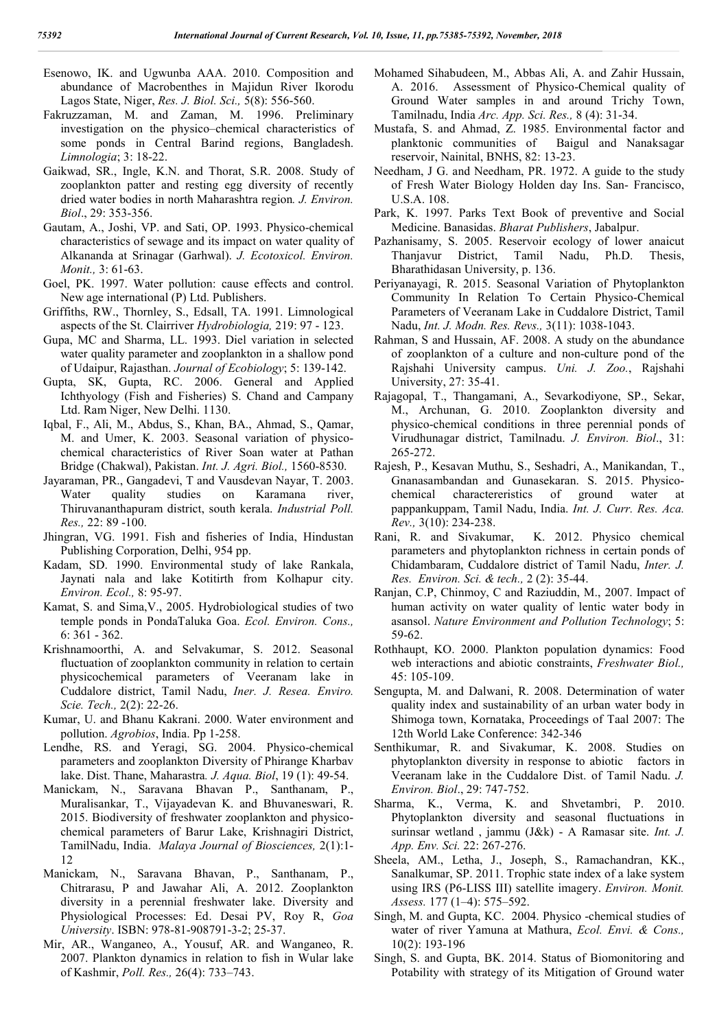Esenowo, IK. and Ugwunba AAA. 2010. Composition and abundance of Macrobenthes in Majidun River Ikorodu Lagos State, Niger, *Res. J. Biol. Sci.,* 5(8): 556-560.

Fakruzzaman, M. and Zaman, M. 1996. Preliminary investigation on the physico–chemical characteristics of some ponds in Central Barind regions, Bangladesh. *Limnologia*; 3: 18-22.

Gaikwad, SR., Ingle, K.N. and Thorat, S.R. 2008. Study of zooplankton patter and resting egg diversity of recently dried water bodies in north Maharashtra region*. J. Environ. Biol*., 29: 353-356.

Gautam, A., Joshi, VP. and Sati, OP. 1993. Physico-chemical characteristics of sewage and its impact on water quality of Alkananda at Srinagar (Garhwal). *J. Ecotoxicol. Environ. Monit.,* 3: 61-63.

Goel, PK. 1997. Water pollution: cause effects and control. New age international (P) Ltd. Publishers.

Griffiths, RW., Thornley, S., Edsall, TA. 1991. Limnological aspects of the St. Clairriver *Hydrobiologia,* 219: 97 - 123.

Gupa, MC and Sharma, LL. 1993. Diel variation in selected water quality parameter and zooplankton in a shallow pond of Udaipur, Rajasthan. *Journal of Ecobiology*; 5: 139-142.

Gupta, SK, Gupta, RC. 2006. General and Applied Ichthyology (Fish and Fisheries) S. Chand and Campany Ltd. Ram Niger, New Delhi. 1130.

Iqbal, F., Ali, M., Abdus, S., Khan, BA., Ahmad, S., Qamar, M. and Umer, K. 2003. Seasonal variation of physico-chemical characteristics of River Soan water at Pathan Bridge (Chakwal), Pakistan. *Int. J. Agri. Biol.,* 1560-8530.

Jayaraman, PR., Gangadevi, T and Vausdevan Nayar, T. 2003. Water quality studies on Karamana river, Thiruvananthapuram district, south kerala. *Industrial Poll. Res.,* 22: 89 -100.

Jhingran, VG. 1991. Fish and fisheries of India, Hindustan Publishing Corporation, Delhi, 954 pp.

Kadam, SD. 1990. Environmental study of lake Rankala, Jaynati nala and lake Kotitirth from Kolhapur city. *Environ. Ecol.,* 8: 95-97.

Kamat, S. and Sima,V., 2005. Hydrobiological studies of two temple ponds in PondaTaluka Goa. *Ecol. Environ. Cons.,* 6: 361 - 362.

Krishnamoorthi, A. and Selvakumar, S. 2012. Seasonal fluctuation of zooplankton community in relation to certain physicochemical parameters of Veeranam lake in Cuddalore district, Tamil Nadu, *Iner. J. Resea. Enviro. Scie. Tech.,* 2(2): 22-26.

Kumar, U. and Bhanu Kakrani. 2000. Water environment and pollution. *Agrobios*, India. Pp 1-258.

Lendhe, RS. and Yeragi, SG. 2004. Physico-chemical parameters and zooplankton Diversity of Phirange Kharbav lake. Dist. Thane, Maharastra*. J. Aqua. Biol*, 19 (1): 49-54.

Manickam, N., Saravana Bhavan P., Santhanam, P., Muralisankar, T., Vijayadevan K. and Bhuvaneswari, R. 2015. Biodiversity of freshwater zooplankton and physico-chemical parameters of Barur Lake, Krishnagiri District, TamilNadu, India. *Malaya Journal of Biosciences,* 2(1):1-12

Manickam, N., Saravana Bhavan, P., Santhanam, P., Chitrarasu, P and Jawahar Ali, A. 2012. Zooplankton diversity in a perennial freshwater lake. Diversity and Physiological Processes: Ed. Desai PV, Roy R, *Goa University*. ISBN: 978-81-908791-3-2; 25-37.

Mir, AR., Wanganeo, A., Yousuf, AR. and Wanganeo, R. 2007. Plankton dynamics in relation to fish in Wular lake of Kashmir, *Poll. Res.,* 26(4): 733–743.

Mohamed Sihabudeen, M., Abbas Ali, A. and Zahir Hussain, A. 2016. Assessment of Physico-Chemical quality of Ground Water samples in and around Trichy Town, Tamilnadu, India *Arc. App. Sci. Res.,* 8 (4): 31-34.

Mustafa, S. and Ahmad, Z. 1985. Environmental factor and planktonic communities of Baigul and Nanaksagar reservoir, Nainital, BNHS, 82: 13-23.

Needham, J G. and Needham, PR. 1972. A guide to the study of Fresh Water Biology Holden day Ins. San- Francisco, U.S.A. 108.

Park, K. 1997. Parks Text Book of preventive and Social Medicine. Banasidas. *Bharat Publishers*, Jabalpur.

Pazhanisamy, S. 2005. Reservoir ecology of lower anaicut Thanjavur District, Tamil Nadu, Ph.D. Thesis, Bharathidasan University, p. 136.

Periyanayagi, R. 2015. Seasonal Variation of Phytoplankton Community In Relation To Certain Physico-Chemical Parameters of Veeranam Lake in Cuddalore District, Tamil Nadu, *Int. J. Modn. Res. Revs.,* 3(11): 1038-1043.

Rahman, S and Hussain, AF. 2008. A study on the abundance of zooplankton of a culture and non-culture pond of the Rajshahi University campus. *Uni. J. Zoo.*, Rajshahi University, 27: 35-41.

Rajagopal, T., Thangamani, A., Sevarkodiyone, SP., Sekar, M., Archunan, G. 2010. Zooplankton diversity and physico-chemical conditions in three perennial ponds of Virudhunagar district, Tamilnadu. *J. Environ. Biol*., 31: 265-272.

Rajesh, P., Kesavan Muthu, S., Seshadri, A., Manikandan, T., Gnanasambandan and Gunasekaran. S. 2015. Physico-chemical charactereristics of ground water at pappankuppam, Tamil Nadu, India. *Int. J. Curr. Res. Aca. Rev.,* 3(10): 234-238.

Rani, R. and Sivakumar, K. 2012. Physico chemical parameters and phytoplankton richness in certain ponds of Chidambaram, Cuddalore district of Tamil Nadu, *Inter. J. Res. Environ. Sci. & tech.,* 2 (2): 35-44.

Ranjan, C.P, Chinmoy, C and Raziuddin, M., 2007. Impact of human activity on water quality of lentic water body in asansol. *Nature Environment and Pollution Technology*; 5: 59-62.

Rothhaupt, KO. 2000. Plankton population dynamics: Food web interactions and abiotic constraints, *Freshwater Biol.,* 45: 105-109.

Sengupta, M. and Dalwani, R. 2008. Determination of water quality index and sustainability of an urban water body in Shimoga town, Kornataka, Proceedings of Taal 2007: The 12th World Lake Conference: 342-346

Senthikumar, R. and Sivakumar, K. 2008. Studies on phytoplankton diversity in response to abiotic factors in Veeranam lake in the Cuddalore Dist. of Tamil Nadu. *J. Environ. Biol*., 29: 747-752.

Sharma, K., Verma, K. and Shvetambri, P. 2010. Phytoplankton diversity and seasonal fluctuations in surinsar wetland , jammu (J&k) - A Ramasar site. *Int. J. App. Env. Sci.* 22: 267-276.

Sheela, AM., Letha, J., Joseph, S., Ramachandran, KK., Sanalkumar, SP. 2011. Trophic state index of a lake system using IRS (P6-LISS III) satellite imagery. *Environ. Monit. Assess.* 177 (1–4): 575–592.

Singh, M. and Gupta, KC. 2004. Physico -chemical studies of water of river Yamuna at Mathura, *Ecol. Envi. & Cons.,* 10(2): 193-196

Singh, S. and Gupta, BK. 2014. Status of Biomonitoring and Potability with strategy of its Mitigation of Ground water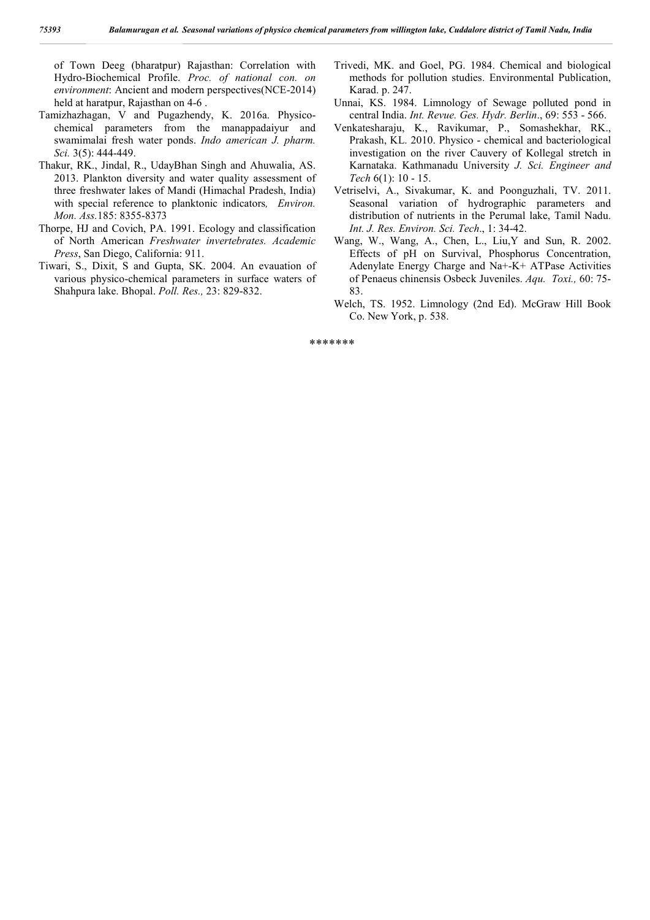of Town Deeg (bharatpur) Rajasthan: Correlation with Hydro-Biochemical Profile. *Proc. of national con. on environment*: Ancient and modern perspectives(NCE-2014) held at haratpur, Rajasthan on 4-6 .

Tamizhazhagan, V and Pugazhendy, K. 2016a. Physico-chemical parameters from the manappadaiyur and swamimalai fresh water ponds. *Indo american J. pharm. Sci.* 3(5): 444-449.

Thakur, RK., Jindal, R., UdayBhan Singh and Ahuwalia, AS. 2013. Plankton diversity and water quality assessment of three freshwater lakes of Mandi (Himachal Pradesh, India) with special reference to planktonic indicators*, Environ. Mon. Ass.*185: 8355-8373

Thorpe, HJ and Covich, PA. 1991. Ecology and classification of North American *Freshwater invertebrates. Academic Press*, San Diego, California: 911.

Tiwari, S., Dixit, S and Gupta, SK. 2004. An evauation of various physico-chemical parameters in surface waters of Shahpura lake. Bhopal. *Poll. Res.,* 23: 829-832.

Trivedi, MK. and Goel, PG. 1984. Chemical and biological methods for pollution studies. Environmental Publication, Karad. p. 247.

Unnai, KS. 1984. Limnology of Sewage polluted pond in central India. *Int. Revue. Ges. Hydr. Berlin*., 69: 553 - 566.

Venkatesharaju, K., Ravikumar, P., Somashekhar, RK., Prakash, KL. 2010. Physico - chemical and bacteriological investigation on the river Cauvery of Kollegal stretch in Karnataka. Kathmanadu University *J. Sci. Engineer and Tech* 6(1): 10 - 15.

Vetriselvi, A., Sivakumar, K. and Poonguzhali, TV. 2011. Seasonal variation of hydrographic parameters and distribution of nutrients in the Perumal lake, Tamil Nadu. *Int. J. Res. Environ. Sci. Tech*., 1: 34-42.

Wang, W., Wang, A., Chen, L., Liu,Y and Sun, R. 2002. Effects of pH on Survival, Phosphorus Concentration, Adenylate Energy Charge and Na+-K+ ATPase Activities of Penaeus chinensis Osbeck Juveniles. *Aqu. Toxi.,* 60: 75-83.

Welch, TS. 1952. Limnology (2nd Ed). McGraw Hill Book Co. New York, p. 538.

*******